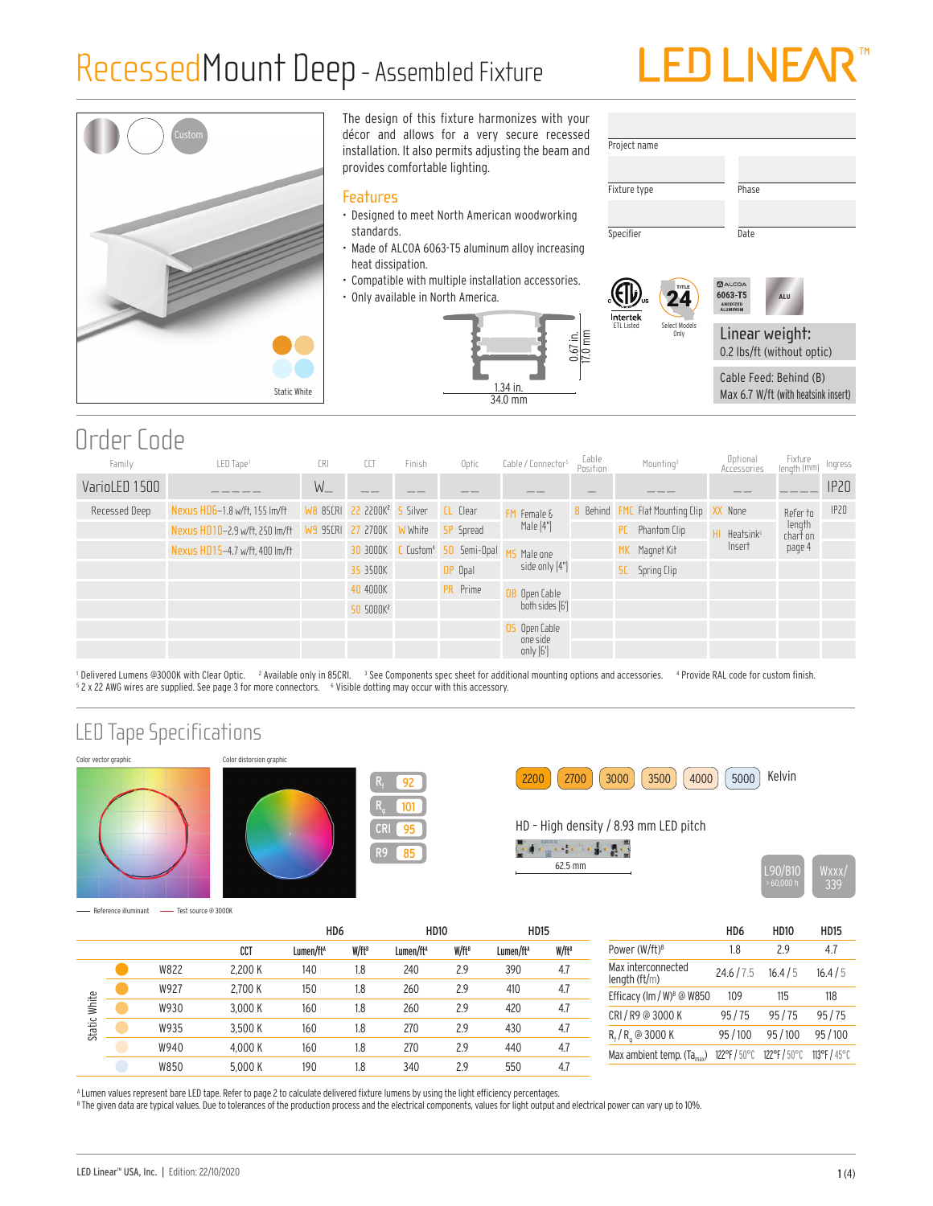# RecessedMount Deep - Assembled Fixture

LED LINEAR™

Custom

Static White

The design of this fixture harmonizes with your décor and allows for a very secure recessed installation. It also permits adjusting the beam and provides comfortable lighting.

## Features

- Designed to meet North American woodworking standards.
- Made of ALCOA 6063-T5 aluminum alloy increasing heat dissipation.
- Compatible with multiple installation accessories.
- Only available in North America.

0.67 in. 17.0 mm

1.34 in. 34.0 mm

| Project name | |
|---|---|
| Fixture type | Phase |
| Specifier | Date |

Intertek ETL Listed

TITLE 24 Select Models Only

ALCOA 6063-T5 ANODIZED ALUMINUM

ALU

**Linear weight:** 0.2 lbs/ft (without optic)

Cable Feed: Behind (B)
Max 6.7 W/ft (with heatsink insert)

## Order Code

| Family | LED Tape[1] | CRI | CCT | Finish | Optic | Cable / Connector[5] | Cable Position | Mounting[3] | Optional Accessories | Fixture length (mm) | Ingress |
|---|---|---|---|---|---|---|---|---|---|---|---|
| VarioLED 1500 | _ _ _ _ _ | W_ | _ _ | _ _ | _ _ | _ _ | _ | _ _ _ | _ _ | _ _ _ _ | IP20 |
| Recessed Deep | Nexus HD6–1.8 w/ft, 155 lm/ft | W8 85CRI | 22 2200K[2] | S Silver | CL Clear | FM Female & Male [4"] | B Behind | FMC Flat Mounting Clip | XX None | Refer to length chart on page 4 | IP20 |
| | Nexus HD10–2.9 w/ft, 250 lm/ft | W9 95CRI | 27 2700K | W White | SP Spread | | | PC Phantom Clip | HI Heatsink[6] Insert | | |
| | Nexus HD15–4.7 w/ft, 400 lm/ft | | 30 3000K | C Custom[4] | SO Semi-Opal | MS Male one side only [4"] | | MK Magnet Kit | | | |
| | | | 35 3500K | | OP Opal | | | SC Spring Clip | | | |
| | | | 40 4000K | | PR Prime | OB Open Cable both sides [6'] | | | | | |
| | | | 50 5000K[2] | | | | | | | | |
| | | | | | | OS Open Cable one side only [6'] | | | | | |

[1] Delivered Lumens @3000K with Clear Optic. [2] Available only in 85CRI. [3] See Components spec sheet for additional mounting options and accessories. [4] Provide RAL code for custom finish.
[5] 2 x 22 AWG wires are supplied. See page 3 for more connectors. [6] Visible dotting may occur with this accessory.

## LED Tape Specifications

Color vector graphic — Color distorsion graphic

Reference illuminant — Test source @ 3000K

$R_f$ 92 | $R_g$ 101 | CRI 95 | R9 85

2200 | 2700 | 3000 | 3500 | 4000 | 5000 Kelvin

HD - High density / 8.93 mm LED pitch

62.5 mm

L90/B10 > 60,000 h

Wxxx/339

| | | | CCT | HD6 Lumen/ft[A] | HD6 W/ft[B] | HD10 Lumen/ft[A] | HD10 W/ft[B] | HD15 Lumen/ft[A] | HD15 W/ft[B] |
|---|---|---|---|---|---|---|---|---|---|
| Static White | ● | W822 | 2,200 K | 140 | 1.8 | 240 | 2.9 | 390 | 4.7 |
| | ● | W927 | 2,700 K | 150 | 1.8 | 260 | 2.9 | 410 | 4.7 |
| | ● | W930 | 3,000 K | 160 | 1.8 | 260 | 2.9 | 420 | 4.7 |
| | ● | W935 | 3,500 K | 160 | 1.8 | 270 | 2.9 | 430 | 4.7 |
| | ● | W940 | 4,000 K | 160 | 1.8 | 270 | 2.9 | 440 | 4.7 |
| | ● | W850 | 5,000 K | 190 | 1.8 | 340 | 2.9 | 550 | 4.7 |

| | HD6 | HD10 | HD15 |
|---|---|---|---|
| Power (W/ft)[B] | 1.8 | 2.9 | 4.7 |
| Max interconnected length (ft/m) | 24.6 / 7.5 | 16.4 / 5 | 16.4 / 5 |
| Efficacy (lm / W)[B] @ W850 | 109 | 115 | 118 |
| CRI / R9 @ 3000 K | 95 / 75 | 95 / 75 | 95 / 75 |
| $R_f$ / $R_g$ @ 3000 K | 95 / 100 | 95 / 100 | 95 / 100 |
| Max ambient temp. ($Ta_{max}$) | 122°F / 50°C | 122°F / 50°C | 113°F / 45°C |

[A] Lumen values represent bare LED tape. Refer to page 2 to calculate delivered fixture lumens by using the light efficiency percentages.
[B] The given data are typical values. Due to tolerances of the production process and the electrical components, values for light output and electrical power can vary up to 10%.

LED Linear™ USA, Inc. | Edition: 22/10/2020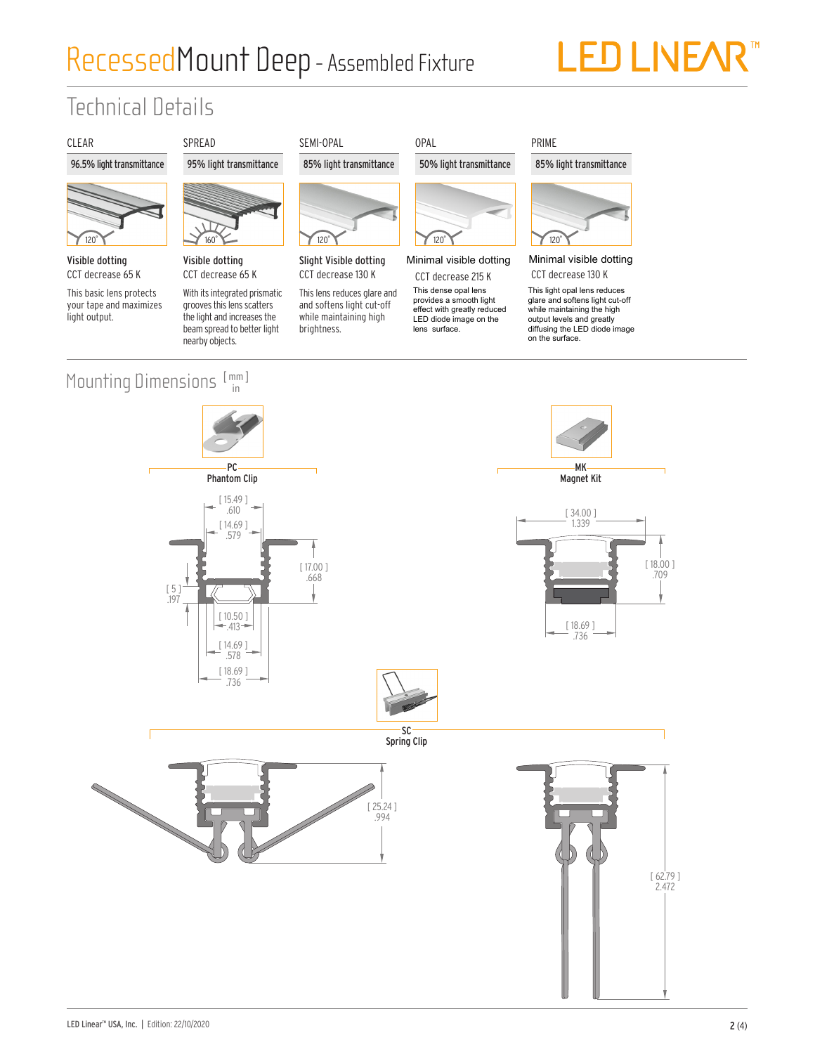# RecessedMount Deep - Assembled Fixture

## Technical Details

| CLEAR | SPREAD | SEMI-OPAL | OPAL | PRIME |
|---|---|---|---|---|
| 96.5% light transmittance | 95% light transmittance | 85% light transmittance | 50% light transmittance | 85% light transmittance |
| 120° | 160° | 120° | 120° | 120° |
| Visible dotting | Visible dotting | Slight Visible dotting | Minimal visible dotting | Minimal visible dotting |
| CCT decrease 65 K | CCT decrease 65 K | CCT decrease 130 K | CCT decrease 215 K | CCT decrease 130 K |
| This basic lens protects your tape and maximizes light output. | With its integrated prismatic grooves this lens scatters the light and increases the beam spread to better light nearby objects. | This lens reduces glare and softens light cut-off while maintaining high brightness. | This dense opal lens provides a smooth light effect with greatly reduced LED diode image on the lens surface. | This light opal lens reduces glare and softens light cut-off while maintaining the high output levels and greatly diffusing the LED diode image on the surface. |

## Mounting Dimensions [mm] in

**PC**
Phantom Clip

[ 15.49 ] .610
[ 14.69 ] .579
[ 17.00 ] .668
[ 5 ] .197
[ 10.50 ] .413
[ 14.69 ] .578
[ 18.69 ] .736

**MK**
Magnet Kit

[ 34.00 ] 1.339
[ 18.00 ] .709
[ 18.69 ] .736

**SC**
Spring Clip

[ 25.24 ] .994
[ 62.79 ] 2.472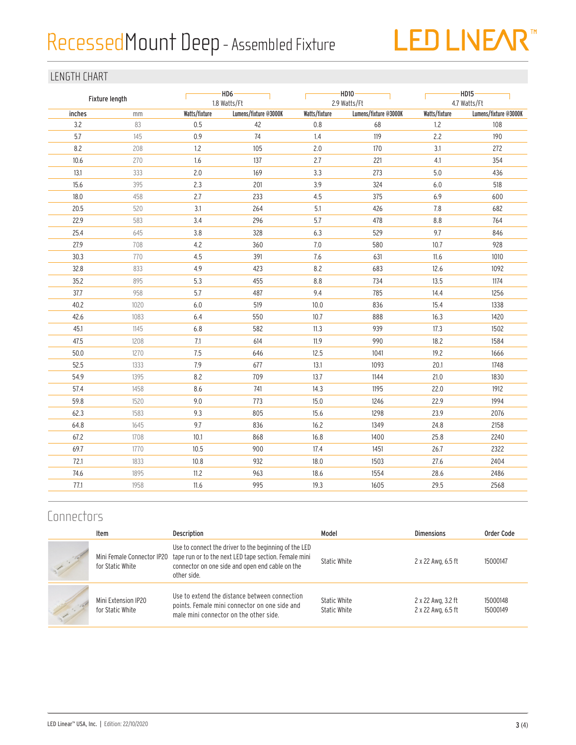# RecessedMount Deep - Assembled Fixture

LED LINEAR™

## LENGTH CHART

| Fixture length | | HD6 1.8 Watts/Ft | | HD10 2.9 Watts/Ft | | HD15 4.7 Watts/Ft | |
|---|---|---|---|---|---|---|---|
| inches | mm | Watts/fixture | Lumens/fixture @3000K | Watts/fixture | Lumens/fixture @3000K | Watts/fixture | Lumens/fixture @3000K |
| 3.2 | 83 | 0.5 | 42 | 0.8 | 68 | 1.2 | 108 |
| 5.7 | 145 | 0.9 | 74 | 1.4 | 119 | 2.2 | 190 |
| 8.2 | 208 | 1.2 | 105 | 2.0 | 170 | 3.1 | 272 |
| 10.6 | 270 | 1.6 | 137 | 2.7 | 221 | 4.1 | 354 |
| 13.1 | 333 | 2.0 | 169 | 3.3 | 273 | 5.0 | 436 |
| 15.6 | 395 | 2.3 | 201 | 3.9 | 324 | 6.0 | 518 |
| 18.0 | 458 | 2.7 | 233 | 4.5 | 375 | 6.9 | 600 |
| 20.5 | 520 | 3.1 | 264 | 5.1 | 426 | 7.8 | 682 |
| 22.9 | 583 | 3.4 | 296 | 5.7 | 478 | 8.8 | 764 |
| 25.4 | 645 | 3.8 | 328 | 6.3 | 529 | 9.7 | 846 |
| 27.9 | 708 | 4.2 | 360 | 7.0 | 580 | 10.7 | 928 |
| 30.3 | 770 | 4.5 | 391 | 7.6 | 631 | 11.6 | 1010 |
| 32.8 | 833 | 4.9 | 423 | 8.2 | 683 | 12.6 | 1092 |
| 35.2 | 895 | 5.3 | 455 | 8.8 | 734 | 13.5 | 1174 |
| 37.7 | 958 | 5.7 | 487 | 9.4 | 785 | 14.4 | 1256 |
| 40.2 | 1020 | 6.0 | 519 | 10.0 | 836 | 15.4 | 1338 |
| 42.6 | 1083 | 6.4 | 550 | 10.7 | 888 | 16.3 | 1420 |
| 45.1 | 1145 | 6.8 | 582 | 11.3 | 939 | 17.3 | 1502 |
| 47.5 | 1208 | 7.1 | 614 | 11.9 | 990 | 18.2 | 1584 |
| 50.0 | 1270 | 7.5 | 646 | 12.5 | 1041 | 19.2 | 1666 |
| 52.5 | 1333 | 7.9 | 677 | 13.1 | 1093 | 20.1 | 1748 |
| 54.9 | 1395 | 8.2 | 709 | 13.7 | 1144 | 21.0 | 1830 |
| 57.4 | 1458 | 8.6 | 741 | 14.3 | 1195 | 22.0 | 1912 |
| 59.8 | 1520 | 9.0 | 773 | 15.0 | 1246 | 22.9 | 1994 |
| 62.3 | 1583 | 9.3 | 805 | 15.6 | 1298 | 23.9 | 2076 |
| 64.8 | 1645 | 9.7 | 836 | 16.2 | 1349 | 24.8 | 2158 |
| 67.2 | 1708 | 10.1 | 868 | 16.8 | 1400 | 25.8 | 2240 |
| 69.7 | 1770 | 10.5 | 900 | 17.4 | 1451 | 26.7 | 2322 |
| 72.1 | 1833 | 10.8 | 932 | 18.0 | 1503 | 27.6 | 2404 |
| 74.6 | 1895 | 11.2 | 963 | 18.6 | 1554 | 28.6 | 2486 |
| 77.1 | 1958 | 11.6 | 995 | 19.3 | 1605 | 29.5 | 2568 |

## Connectors

| Item | Description | Model | Dimensions | Order Code |
|---|---|---|---|---|
| Mini Female Connector IP20 for Static White | Use to connect the driver to the beginning of the LED tape run or to the next LED tape section. Female mini connector on one side and open end cable on the other side. | Static White | 2 x 22 Awg, 6.5 ft | 15000147 |
| Mini Extension IP20 for Static White | Use to extend the distance between connection points. Female mini connector on one side and male mini connector on the other side. | Static White<br>Static White | 2 x 22 Awg, 3.2 ft<br>2 x 22 Awg, 6.5 ft | 15000148<br>15000149 |

LED Linear™ USA, Inc. | Edition: 22/10/2020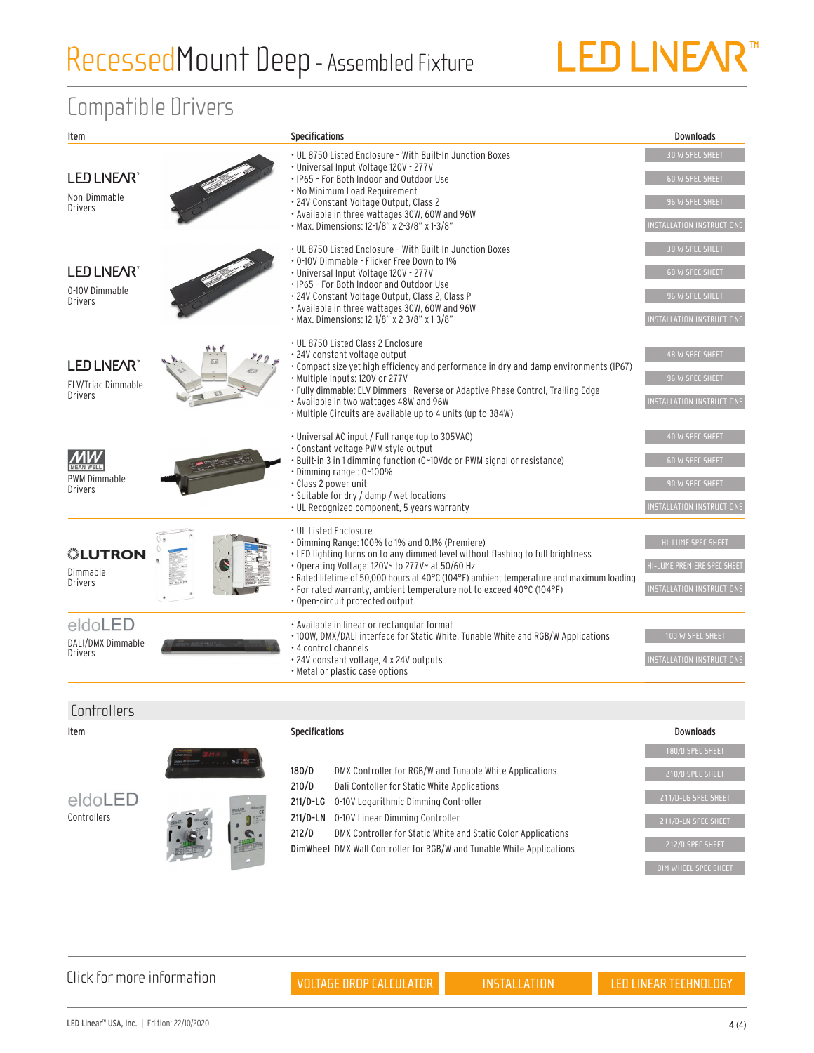# RecessedMount Deep - Assembled Fixture

## Compatible Drivers

| Item | Specifications | Downloads |
|---|---|---|
| LED LINEAR™ Non-Dimmable Drivers | • UL 8750 Listed Enclosure - With Built-In Junction Boxes<br>• Universal Input Voltage 120V - 277V<br>• IP65 - For Both Indoor and Outdoor Use<br>• No Minimum Load Requirement<br>• 24V Constant Voltage Output, Class 2<br>• Available in three wattages 30W, 60W and 96W<br>• Max. Dimensions: 12-1/8" x 2-3/8" x 1-3/8" | 30 W SPEC SHEET<br>60 W SPEC SHEET<br>96 W SPEC SHEET<br>INSTALLATION INSTRUCTIONS |
| LED LINEAR™ 0-10V Dimmable Drivers | • UL 8750 Listed Enclosure - With Built-In Junction Boxes<br>• 0-10V Dimmable - Flicker Free Down to 1%<br>• Universal Input Voltage 120V - 277V<br>• IP65 - For Both Indoor and Outdoor Use<br>• 24V Constant Voltage Output, Class 2, Class P<br>• Available in three wattages 30W, 60W and 96W<br>• Max. Dimensions: 12-1/8" x 2-3/8" x 1-3/8" | 30 W SPEC SHEET<br>60 W SPEC SHEET<br>96 W SPEC SHEET<br>INSTALLATION INSTRUCTIONS |
| LED LINEAR™ ELV/Triac Dimmable Drivers | • UL 8750 Listed Class 2 Enclosure<br>• 24V constant voltage output<br>• Compact size yet high efficiency and performance in dry and damp environments (IP67)<br>• Multiple Inputs: 120V or 277V<br>• Fully dimmable: ELV Dimmers - Reverse or Adaptive Phase Control, Trailing Edge<br>• Available in two wattages 48W and 96W<br>• Multiple Circuits are available up to 4 units (up to 384W) | 48 W SPEC SHEET<br>96 W SPEC SHEET<br>INSTALLATION INSTRUCTIONS |
| MEAN WELL PWM Dimmable Drivers | • Universal AC input / Full range (up to 305VAC)<br>• Constant voltage PWM style output<br>• Built-in 3 in 1 dimming function (0~10Vdc or PWM signal or resistance)<br>• Dimming range : 0~100%<br>• Class 2 power unit<br>• Suitable for dry / damp / wet locations<br>• UL Recognized component, 5 years warranty | 40 W SPEC SHEET<br>60 W SPEC SHEET<br>90 W SPEC SHEET<br>INSTALLATION INSTRUCTIONS |
| LUTRON Dimmable Drivers | • UL Listed Enclosure<br>• Dimming Range: 100% to 1% and 0.1% (Premiere)<br>• LED lighting turns on to any dimmed level without flashing to full brightness<br>• Operating Voltage: 120V~ to 277V~ at 50/60 Hz<br>• Rated lifetime of 50,000 hours at 40°C (104°F) ambient temperature and maximum loading<br>• For rated warranty, ambient temperature not to exceed 40°C (104°F)<br>• Open-circuit protected output | HI-LUME SPEC SHEET<br>HI-LUME PREMIERE SPEC SHEET<br>INSTALLATION INSTRUCTIONS |
| eldoLED DALI/DMX Dimmable Drivers | • Available in linear or rectangular format<br>• 100W, DMX/DALI interface for Static White, Tunable White and RGB/W Applications<br>• 4 control channels<br>• 24V constant voltage, 4 x 24V outputs<br>• Metal or plastic case options | 100 W SPEC SHEET<br>INSTALLATION INSTRUCTIONS |

## Controllers

| Item | Specifications | | Downloads |
|---|---|---|---|
| eldoLED Controllers | 180/D | DMX Controller for RGB/W and Tunable White Applications | 180/D SPEC SHEET |
| | 210/D | Dali Contoller for Static White Applications | 210/D SPEC SHEET |
| | 211/D-LG | 0-10V Logarithmic Dimming Controller | 211/D-LG SPEC SHEET |
| | 211/D-LN | 0-10V Linear Dimming Controller | 211/D-LN SPEC SHEET |
| | 212/D | DMX Controller for Static White and Static Color Applications | 212/D SPEC SHEET |
| | DimWheel | DMX Wall Controller for RGB/W and Tunable White Applications | DIM WHEEL SPEC SHEET |

Click for more information

VOLTAGE DROP CALCULATOR | INSTALLATION | LED LINEAR TECHNOLOGY

LED Linear™ USA, Inc. | Edition: 22/10/2020